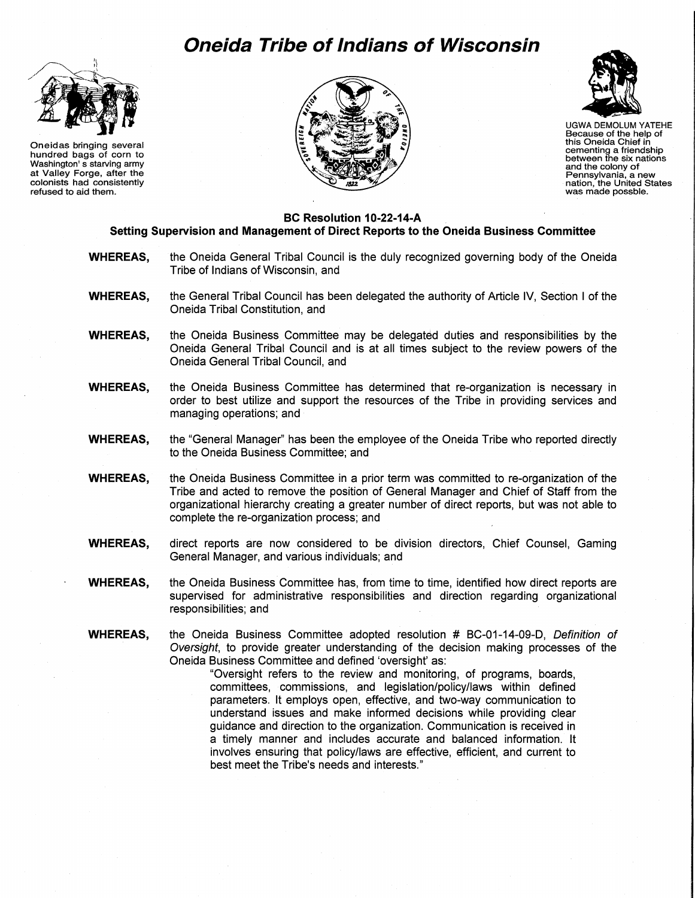# Oneida Tribe of Indians of Wisconsin

Oneidas bringing several hundred bags of corn to Washington's starving army at Valley Forge, after the colonists had consistently refused to aid them.

UGWA DEMOLUM YATEHE
Because of the help of this Oneida Chief in cementing a friendship between the six nations and the colony of Pennsylvania, a new nation, the United States was made possble.

## BC Resolution 10-22-14-A
### Setting Supervision and Management of Direct Reports to the Oneida Business Committee

**WHEREAS,** the Oneida General Tribal Council is the duly recognized governing body of the Oneida Tribe of Indians of Wisconsin, and

**WHEREAS,** the General Tribal Council has been delegated the authority of Article IV, Section I of the Oneida Tribal Constitution, and

**WHEREAS,** the Oneida Business Committee may be delegated duties and responsibilities by the Oneida General Tribal Council and is at all times subject to the review powers of the Oneida General Tribal Council, and

**WHEREAS,** the Oneida Business Committee has determined that re-organization is necessary in order to best utilize and support the resources of the Tribe in providing services and managing operations; and

**WHEREAS,** the "General Manager" has been the employee of the Oneida Tribe who reported directly to the Oneida Business Committee; and

**WHEREAS,** the Oneida Business Committee in a prior term was committed to re-organization of the Tribe and acted to remove the position of General Manager and Chief of Staff from the organizational hierarchy creating a greater number of direct reports, but was not able to complete the re-organization process; and

**WHEREAS,** direct reports are now considered to be division directors, Chief Counsel, Gaming General Manager, and various individuals; and

**WHEREAS,** the Oneida Business Committee has, from time to time, identified how direct reports are supervised for administrative responsibilities and direction regarding organizational responsibilities; and

**WHEREAS,** the Oneida Business Committee adopted resolution # BC-01-14-09-D, *Definition of Oversight*, to provide greater understanding of the decision making processes of the Oneida Business Committee and defined 'oversight' as:

> "Oversight refers to the review and monitoring, of programs, boards, committees, commissions, and legislation/policy/laws within defined parameters. It employs open, effective, and two-way communication to understand issues and make informed decisions while providing clear guidance and direction to the organization. Communication is received in a timely manner and includes accurate and balanced information. It involves ensuring that policy/laws are effective, efficient, and current to best meet the Tribe's needs and interests."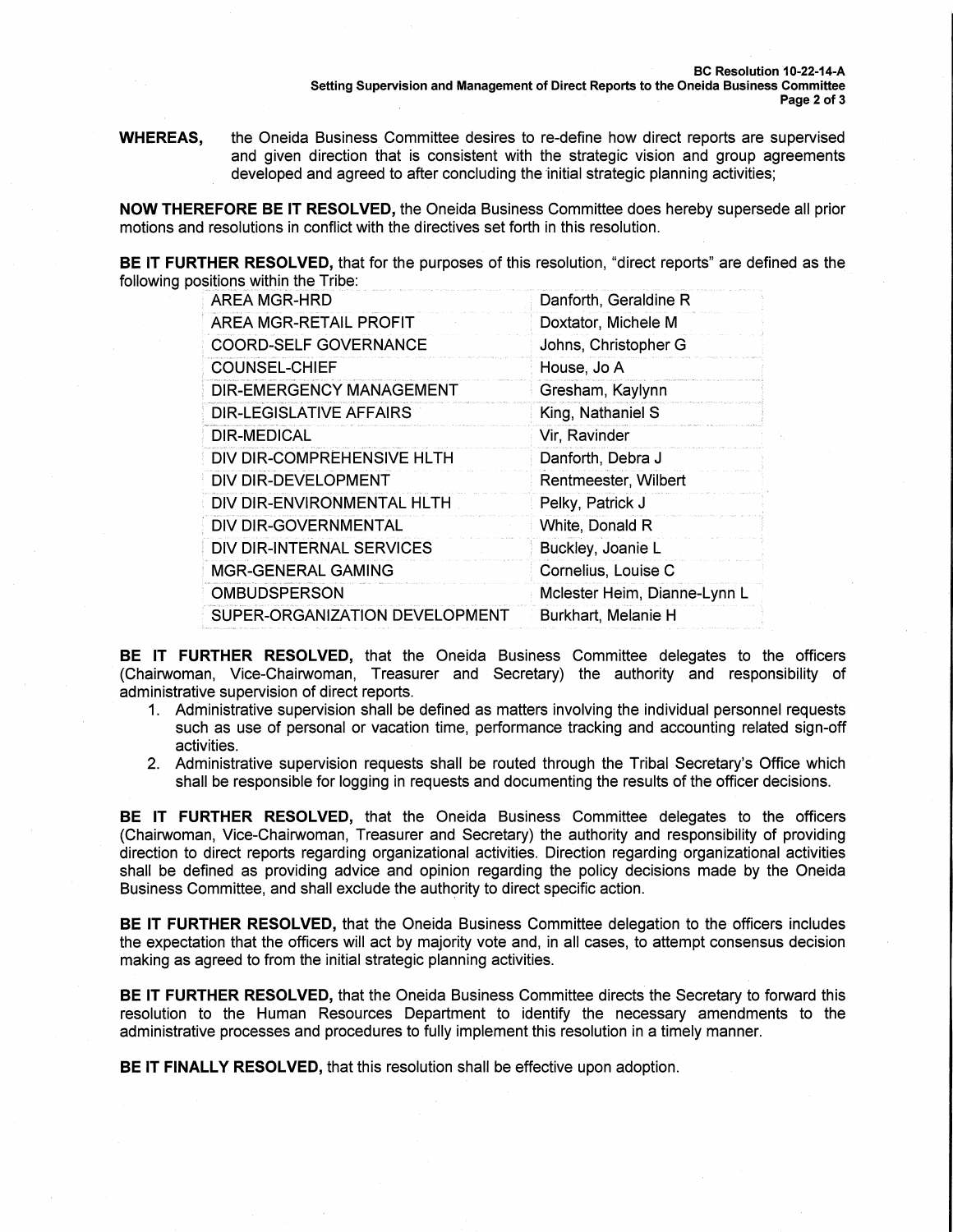**WHEREAS,** the Oneida Business Committee desires to re-define how direct reports are supervised and given direction that is consistent with the strategic vision and group agreements developed and agreed to after concluding the initial strategic planning activities;

**NOW THEREFORE BE IT RESOLVED,** the Oneida Business Committee does hereby supersede all prior motions and resolutions in conflict with the directives set forth in this resolution.

**BE IT FURTHER RESOLVED,** that for the purposes of this resolution, "direct reports" are defined as the following positions within the Tribe:

| | |
|---|---|
| AREA MGR-HRD | Danforth, Geraldine R |
| AREA MGR-RETAIL PROFIT | Doxtator, Michele M |
| COORD-SELF GOVERNANCE | Johns, Christopher G |
| COUNSEL-CHIEF | House, Jo A |
| DIR-EMERGENCY MANAGEMENT | Gresham, Kaylynn |
| DIR-LEGISLATIVE AFFAIRS | King, Nathaniel S |
| DIR-MEDICAL | Vir, Ravinder |
| DIV DIR-COMPREHENSIVE HLTH | Danforth, Debra J |
| DIV DIR-DEVELOPMENT | Rentmeester, Wilbert |
| DIV DIR-ENVIRONMENTAL HLTH | Pelky, Patrick J |
| DIV DIR-GOVERNMENTAL | White, Donald R |
| DIV DIR-INTERNAL SERVICES | Buckley, Joanie L |
| MGR-GENERAL GAMING | Cornelius, Louise C |
| OMBUDSPERSON | Mclester Heim, Dianne-Lynn L |
| SUPER-ORGANIZATION DEVELOPMENT | Burkhart, Melanie H |

**BE IT FURTHER RESOLVED,** that the Oneida Business Committee delegates to the officers (Chairwoman, Vice-Chairwoman, Treasurer and Secretary) the authority and responsibility of administrative supervision of direct reports.

1. Administrative supervision shall be defined as matters involving the individual personnel requests such as use of personal or vacation time, performance tracking and accounting related sign-off activities.
2. Administrative supervision requests shall be routed through the Tribal Secretary's Office which shall be responsible for logging in requests and documenting the results of the officer decisions.

**BE IT FURTHER RESOLVED,** that the Oneida Business Committee delegates to the officers (Chairwoman, Vice-Chairwoman, Treasurer and Secretary) the authority and responsibility of providing direction to direct reports regarding organizational activities. Direction regarding organizational activities shall be defined as providing advice and opinion regarding the policy decisions made by the Oneida Business Committee, and shall exclude the authority to direct specific action.

**BE IT FURTHER RESOLVED,** that the Oneida Business Committee delegation to the officers includes the expectation that the officers will act by majority vote and, in all cases, to attempt consensus decision making as agreed to from the initial strategic planning activities.

**BE IT FURTHER RESOLVED,** that the Oneida Business Committee directs the Secretary to forward this resolution to the Human Resources Department to identify the necessary amendments to the administrative processes and procedures to fully implement this resolution in a timely manner.

**BE IT FINALLY RESOLVED,** that this resolution shall be effective upon adoption.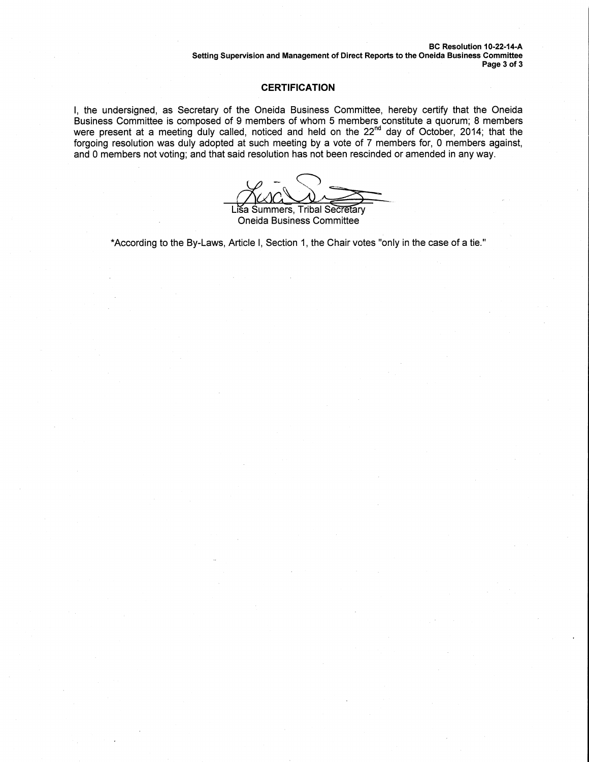## CERTIFICATION

I, the undersigned, as Secretary of the Oneida Business Committee, hereby certify that the Oneida Business Committee is composed of 9 members of whom 5 members constitute a quorum; 8 members were present at a meeting duly called, noticed and held on the 22nd day of October, 2014; that the forgoing resolution was duly adopted at such meeting by a vote of 7 members for, 0 members against, and 0 members not voting; and that said resolution has not been rescinded or amended in any way.

Lisa Summers, Tribal Secretary
Oneida Business Committee

*According to the By-Laws, Article I, Section 1, the Chair votes "only in the case of a tie."